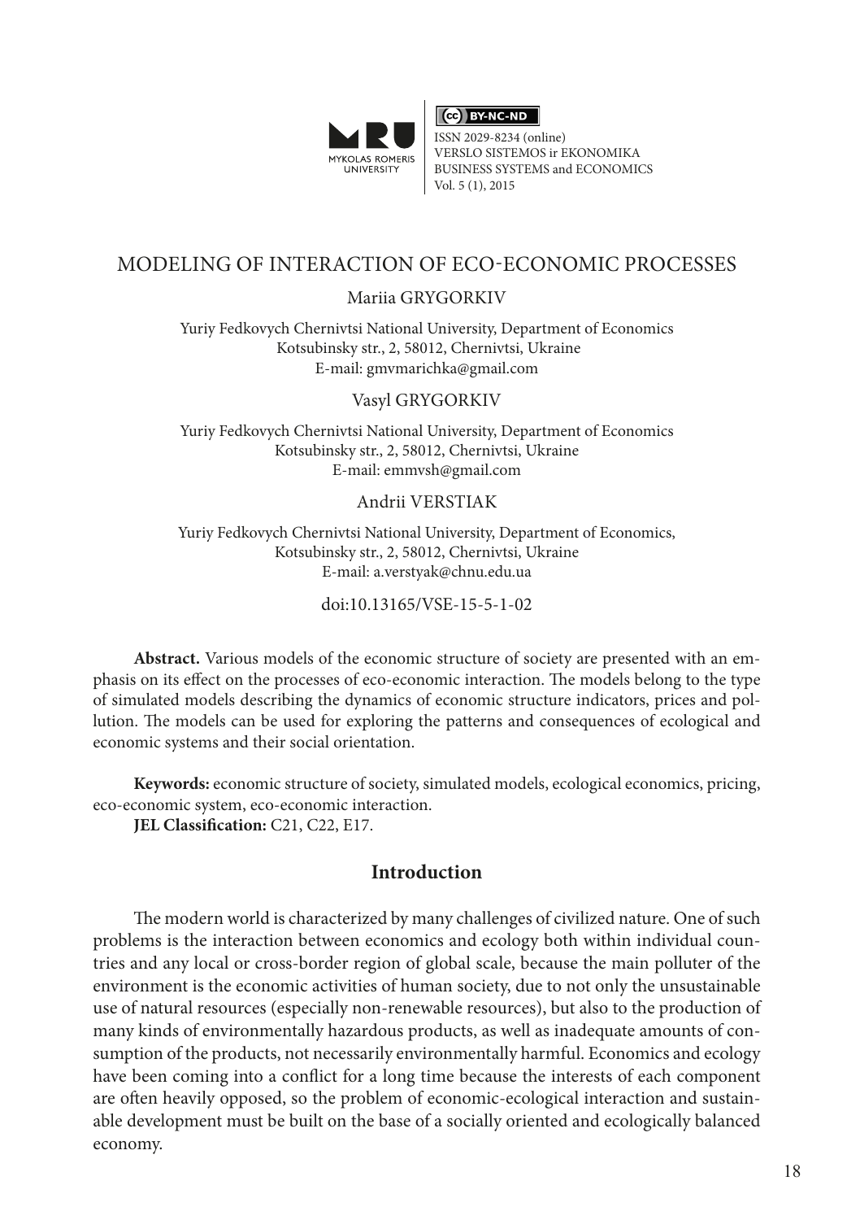# MODELING OF INTERACTION OF ECO-ECONOMIC PROCESSES

Mariia GRYGORKIV

Yuriy Fedkovych Chernivtsi National University, Department of Economics
Kotsubinsky str., 2, 58012, Chernivtsi, Ukraine
E-mail: gmvmarichka@gmail.com

Vasyl GRYGORKIV

Yuriy Fedkovych Chernivtsi National University, Department of Economics
Kotsubinsky str., 2, 58012, Chernivtsi, Ukraine
E-mail: emmvsh@gmail.com

Andrii VERSTIAK

Yuriy Fedkovych Chernivtsi National University, Department of Economics,
Kotsubinsky str., 2, 58012, Chernivtsi, Ukraine
E-mail: a.verstyak@chnu.edu.ua

doi:10.13165/VSE-15-5-1-02

**Abstract.** Various models of the economic structure of society are presented with an emphasis on its effect on the processes of eco-economic interaction. The models belong to the type of simulated models describing the dynamics of economic structure indicators, prices and pollution. The models can be used for exploring the patterns and consequences of ecological and economic systems and their social orientation.

**Keywords:** economic structure of society, simulated models, ecological economics, pricing, eco-economic system, eco-economic interaction.

**JEL Classification:** C21, C22, E17.

## Introduction

The modern world is characterized by many challenges of civilized nature. One of such problems is the interaction between economics and ecology both within individual countries and any local or cross-border region of global scale, because the main polluter of the environment is the economic activities of human society, due to not only the unsustainable use of natural resources (especially non-renewable resources), but also to the production of many kinds of environmentally hazardous products, as well as inadequate amounts of consumption of the products, not necessarily environmentally harmful. Economics and ecology have been coming into a conflict for a long time because the interests of each component are often heavily opposed, so the problem of economic-ecological interaction and sustainable development must be built on the base of a socially oriented and ecologically balanced economy.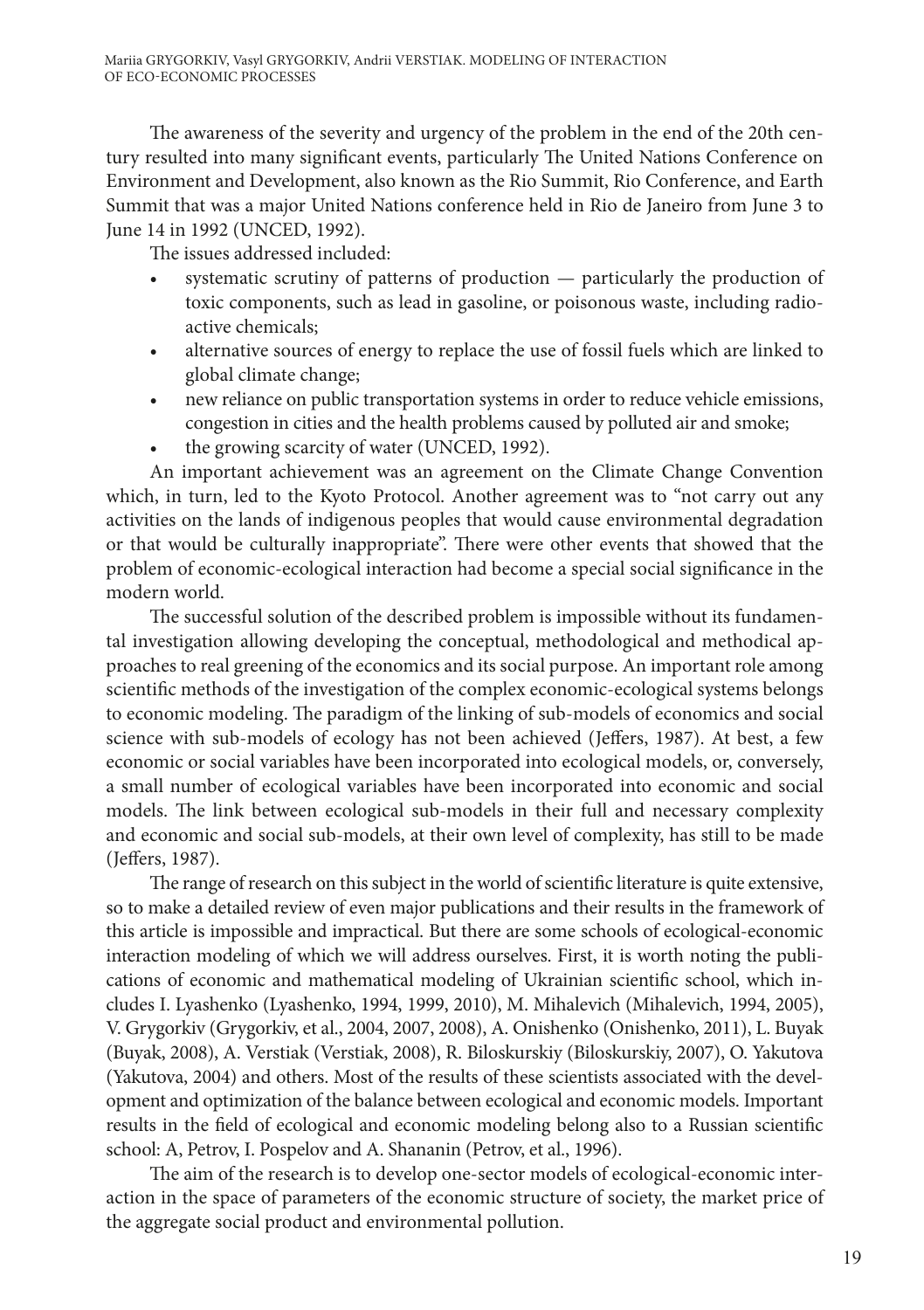The awareness of the severity and urgency of the problem in the end of the 20th century resulted into many significant events, particularly The United Nations Conference on Environment and Development, also known as the Rio Summit, Rio Conference, and Earth Summit that was a major United Nations conference held in Rio de Janeiro from June 3 to June 14 in 1992 (UNCED, 1992).

The issues addressed included:

- systematic scrutiny of patterns of production — particularly the production of toxic components, such as lead in gasoline, or poisonous waste, including radioactive chemicals;
- alternative sources of energy to replace the use of fossil fuels which are linked to global climate change;
- new reliance on public transportation systems in order to reduce vehicle emissions, congestion in cities and the health problems caused by polluted air and smoke;
- the growing scarcity of water (UNCED, 1992).

An important achievement was an agreement on the Climate Change Convention which, in turn, led to the Kyoto Protocol. Another agreement was to "not carry out any activities on the lands of indigenous peoples that would cause environmental degradation or that would be culturally inappropriate". There were other events that showed that the problem of economic-ecological interaction had become a special social significance in the modern world.

The successful solution of the described problem is impossible without its fundamental investigation allowing developing the conceptual, methodological and methodical approaches to real greening of the economics and its social purpose. An important role among scientific methods of the investigation of the complex economic-ecological systems belongs to economic modeling. The paradigm of the linking of sub-models of economics and social science with sub-models of ecology has not been achieved (Jeffers, 1987). At best, a few economic or social variables have been incorporated into ecological models, or, conversely, a small number of ecological variables have been incorporated into economic and social models. The link between ecological sub-models in their full and necessary complexity and economic and social sub-models, at their own level of complexity, has still to be made (Jeffers, 1987).

The range of research on this subject in the world of scientific literature is quite extensive, so to make a detailed review of even major publications and their results in the framework of this article is impossible and impractical. But there are some schools of ecological-economic interaction modeling of which we will address ourselves. First, it is worth noting the publications of economic and mathematical modeling of Ukrainian scientific school, which includes I. Lyashenko (Lyashenko, 1994, 1999, 2010), M. Mihalevich (Mihalevich, 1994, 2005), V. Grygorkiv (Grygorkiv, et al., 2004, 2007, 2008), A. Onishenko (Onishenko, 2011), L. Buyak (Buyak, 2008), A. Verstiak (Verstiak, 2008), R. Biloskurskiy (Biloskurskiy, 2007), O. Yakutova (Yakutova, 2004) and others. Most of the results of these scientists associated with the development and optimization of the balance between ecological and economic models. Important results in the field of ecological and economic modeling belong also to a Russian scientific school: A, Petrov, I. Pospelov and A. Shananin (Petrov, et al., 1996).

The aim of the research is to develop one-sector models of ecological-economic interaction in the space of parameters of the economic structure of society, the market price of the aggregate social product and environmental pollution.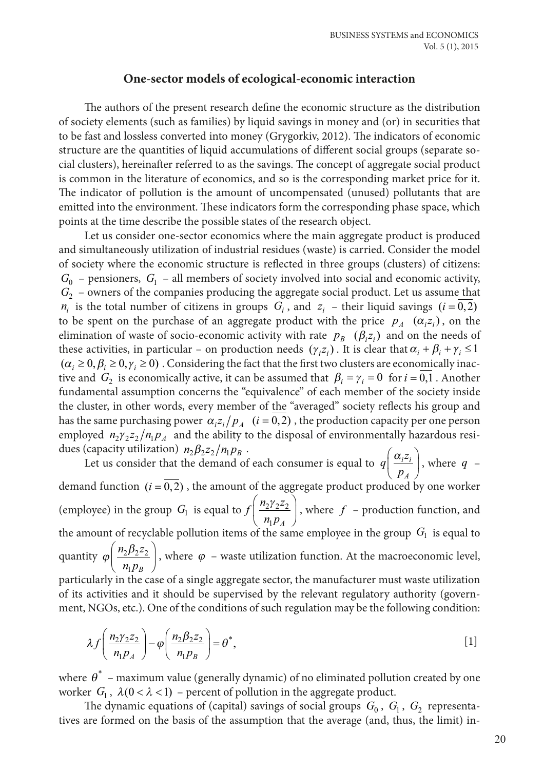## One-sector models of ecological-economic interaction

The authors of the present research define the economic structure as the distribution of society elements (such as families) by liquid savings in money and (or) in securities that to be fast and lossless converted into money (Grygorkiv, 2012). The indicators of economic structure are the quantities of liquid accumulations of different social groups (separate social clusters), hereinafter referred to as the savings. The concept of aggregate social product is common in the literature of economics, and so is the corresponding market price for it. The indicator of pollution is the amount of uncompensated (unused) pollutants that are emitted into the environment. These indicators form the corresponding phase space, which points at the time describe the possible states of the research object.

Let us consider one-sector economics where the main aggregate product is produced and simultaneously utilization of industrial residues (waste) is carried. Consider the model of society where the economic structure is reflected in three groups (clusters) of citizens: $G_0$ – pensioners, $G_1$ – all members of society involved into social and economic activity, $G_2$ – owners of the companies producing the aggregate social product. Let us assume that $n_i$ is the total number of citizens in groups $G_i$, and $z_i$ – their liquid savings $(i=\overline{0,2})$ to be spent on the purchase of an aggregate product with the price $p_A$ $(\alpha_i z_i)$, on the elimination of waste of socio-economic activity with rate $p_B$ $(\beta_i z_i)$ and on the needs of these activities, in particular – on production needs $(\gamma_i z_i)$. It is clear that $\alpha_i + \beta_i + \gamma_i \le 1$ $(\alpha_i \ge 0, \beta_i \ge 0, \gamma_i \ge 0)$. Considering the fact that the first two clusters are economically inactive and $G_2$ is economically active, it can be assumed that $\beta_i = \gamma_i = 0$ for $i=\overline{0,1}$. Another fundamental assumption concerns the "equivalence" of each member of the society inside the cluster, in other words, every member of the "averaged" society reflects his group and has the same purchasing power $\alpha_i z_i / p_A$ $(i=\overline{0,2})$, the production capacity per one person employed $n_2\gamma_2 z_2/n_1 p_A$ and the ability to the disposal of environmentally hazardous residues (capacity utilization) $n_2\beta_2 z_2/n_1 p_B$.

Let us consider that the demand of each consumer is equal to $q\left(\dfrac{\alpha_i z_i}{p_A}\right)$, where $q$ – demand function $(i=\overline{0,2})$, the amount of the aggregate product produced by one worker (employee) in the group $G_1$ is equal to $f\left(\dfrac{n_2\gamma_2 z_2}{n_1 p_A}\right)$, where $f$ – production function, and the amount of recyclable pollution items of the same employee in the group $G_1$ is equal to quantity $\varphi\left(\dfrac{n_2\beta_2 z_2}{n_1 p_B}\right)$, where $\varphi$ – waste utilization function. At the macroeconomic level, particularly in the case of a single aggregate sector, the manufacturer must waste utilization of its activities and it should be supervised by the relevant regulatory authority (government, NGOs, etc.). One of the conditions of such regulation may be the following condition:

$$\lambda f\left(\frac{n_2\gamma_2 z_2}{n_1 p_A}\right) - \varphi\left(\frac{n_2\beta_2 z_2}{n_1 p_B}\right) = \theta^*, \qquad [1]$$

where $\theta^*$ – maximum value (generally dynamic) of no eliminated pollution created by one worker $G_1$, $\lambda (0 < \lambda < 1)$ – percent of pollution in the aggregate product.

The dynamic equations of (capital) savings of social groups $G_0$, $G_1$, $G_2$ representatives are formed on the basis of the assumption that the average (and, thus, the limit) in-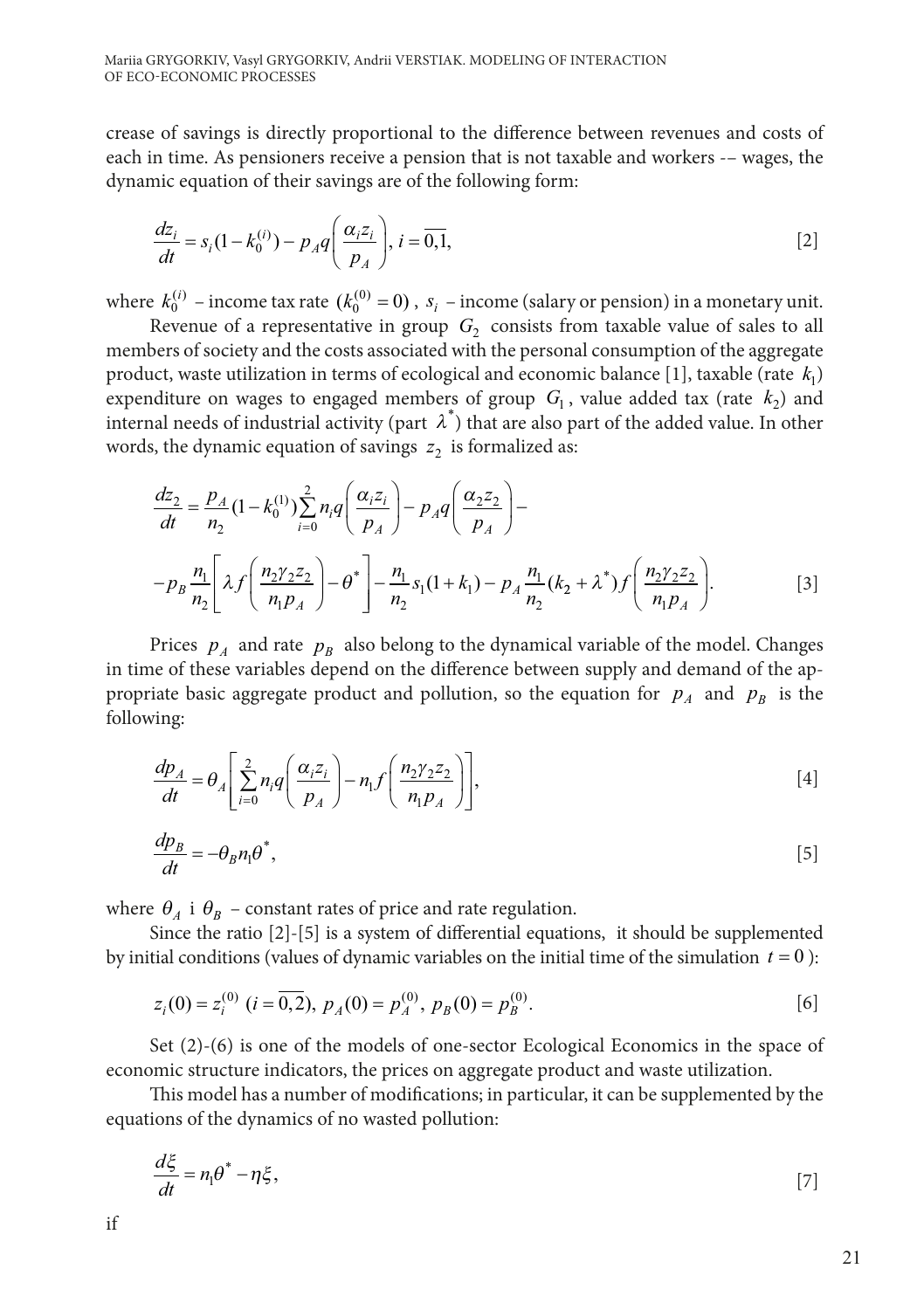crease of savings is directly proportional to the difference between revenues and costs of each in time. As pensioners receive a pension that is not taxable and workers -– wages, the dynamic equation of their savings are of the following form:

$$\frac{dz_i}{dt} = s_i(1 - k_0^{(i)}) - p_A q\left(\frac{\alpha_i z_i}{p_A}\right), \; i = \overline{0,1}, \qquad [2]$$

where $k_0^{(i)}$ – income tax rate $(k_0^{(0)} = 0)$, $s_i$ – income (salary or pension) in a monetary unit.

Revenue of a representative in group $G_2$ consists from taxable value of sales to all members of society and the costs associated with the personal consumption of the aggregate product, waste utilization in terms of ecological and economic balance [1], taxable (rate $k_1$) expenditure on wages to engaged members of group $G_1$, value added tax (rate $k_2$) and internal needs of industrial activity (part $\lambda^*$) that are also part of the added value. In other words, the dynamic equation of savings $z_2$ is formalized as:

$$\frac{dz_2}{dt} = \frac{p_A}{n_2}(1 - k_0^{(1)})\sum_{i=0}^{2} n_i q\left(\frac{\alpha_i z_i}{p_A}\right) - p_A q\left(\frac{\alpha_2 z_2}{p_A}\right) -$$

$$- p_B \frac{n_1}{n_2}\left[\lambda f\left(\frac{n_2 \gamma_2 z_2}{n_1 p_A}\right) - \theta^*\right] - \frac{n_1}{n_2} s_1(1 + k_1) - p_A \frac{n_1}{n_2}(k_2 + \lambda^*) f\left(\frac{n_2 \gamma_2 z_2}{n_1 p_A}\right). \qquad [3]$$

Prices $p_A$ and rate $p_B$ also belong to the dynamical variable of the model. Changes in time of these variables depend on the difference between supply and demand of the appropriate basic aggregate product and pollution, so the equation for $p_A$ and $p_B$ is the following:

$$\frac{dp_A}{dt} = \theta_A\left[\sum_{i=0}^{2} n_i q\left(\frac{\alpha_i z_i}{p_A}\right) - n_1 f\left(\frac{n_2 \gamma_2 z_2}{n_1 p_A}\right)\right], \qquad [4]$$

$$\frac{dp_B}{dt} = -\theta_B n_1 \theta^*, \qquad [5]$$

where $\theta_A$ i $\theta_B$ – constant rates of price and rate regulation.

Since the ratio [2]-[5] is a system of differential equations, it should be supplemented by initial conditions (values of dynamic variables on the initial time of the simulation $t = 0$):

$$z_i(0) = z_i^{(0)} \; (i = \overline{0,2}), \; p_A(0) = p_A^{(0)}, \; p_B(0) = p_B^{(0)}. \qquad [6]$$

Set (2)-(6) is one of the models of one-sector Ecological Economics in the space of economic structure indicators, the prices on aggregate product and waste utilization.

This model has a number of modifications; in particular, it can be supplemented by the equations of the dynamics of no wasted pollution:

$$\frac{d\xi}{dt} = n_1 \theta^* - \eta \xi, \qquad [7]$$

if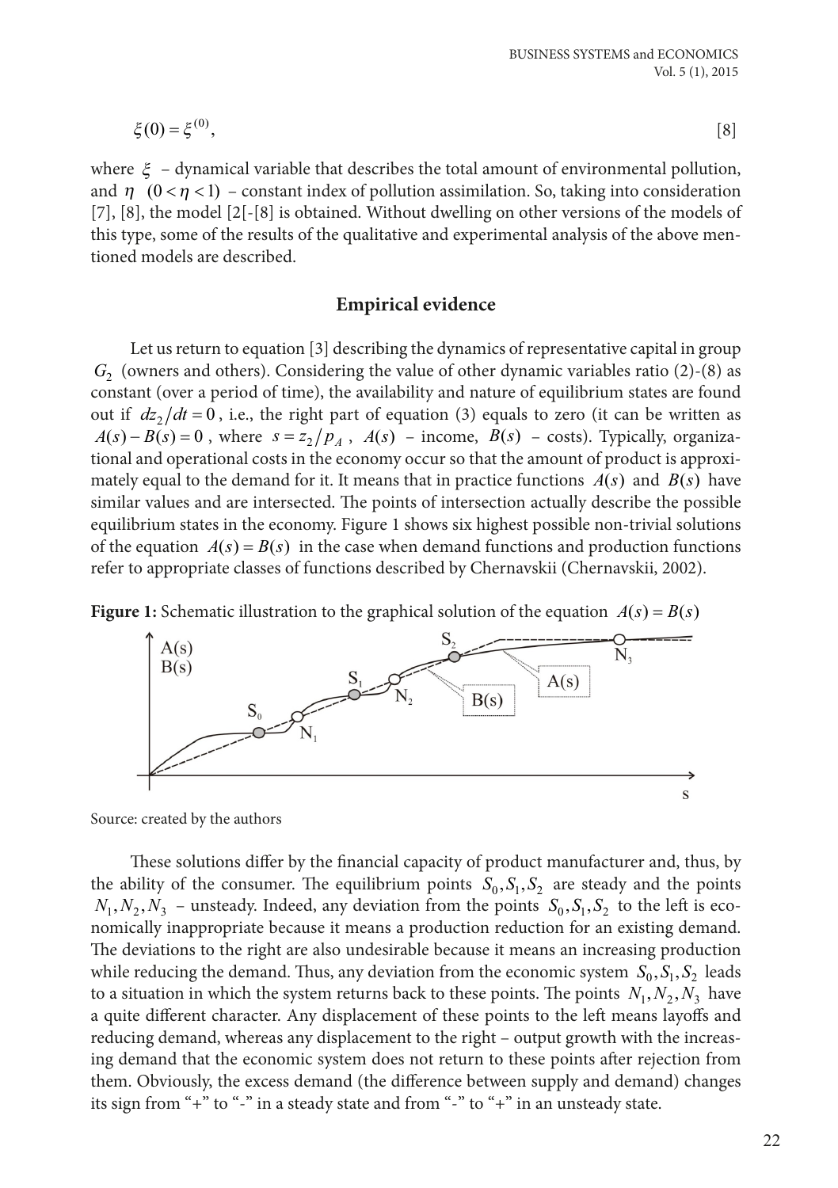$$\xi(0) = \xi^{(0)}, \qquad [8]$$

where $\xi$ – dynamical variable that describes the total amount of environmental pollution, and $\eta$ $(0 < \eta < 1)$ – constant index of pollution assimilation. So, taking into consideration [7], [8], the model [2[-[8] is obtained. Without dwelling on other versions of the models of this type, some of the results of the qualitative and experimental analysis of the above mentioned models are described.

## Empirical evidence

Let us return to equation [3] describing the dynamics of representative capital in group $G_2$ (owners and others). Considering the value of other dynamic variables ratio (2)-(8) as constant (over a period of time), the availability and nature of equilibrium states are found out if $dz_2/dt = 0$, i.e., the right part of equation (3) equals to zero (it can be written as $A(s) - B(s) = 0$, where $s = z_2/p_A$, $A(s)$ – income, $B(s)$ – costs). Typically, organizational and operational costs in the economy occur so that the amount of product is approximately equal to the demand for it. It means that in practice functions $A(s)$ and $B(s)$ have similar values and are intersected. The points of intersection actually describe the possible equilibrium states in the economy. Figure 1 shows six highest possible non-trivial solutions of the equation $A(s) = B(s)$ in the case when demand functions and production functions refer to appropriate classes of functions described by Chernavskii (Chernavskii, 2002).

**Figure 1:** Schematic illustration to the graphical solution of the equation $A(s) = B(s)$

Source: created by the authors

These solutions differ by the financial capacity of product manufacturer and, thus, by the ability of the consumer. The equilibrium points $S_0, S_1, S_2$ are steady and the points $N_1, N_2, N_3$ – unsteady. Indeed, any deviation from the points $S_0, S_1, S_2$ to the left is economically inappropriate because it means a production reduction for an existing demand. The deviations to the right are also undesirable because it means an increasing production while reducing the demand. Thus, any deviation from the economic system $S_0, S_1, S_2$ leads to a situation in which the system returns back to these points. The points $N_1, N_2, N_3$ have a quite different character. Any displacement of these points to the left means layoffs and reducing demand, whereas any displacement to the right – output growth with the increasing demand that the economic system does not return to these points after rejection from them. Obviously, the excess demand (the difference between supply and demand) changes its sign from "+" to "-" in a steady state and from "-" to "+" in an unsteady state.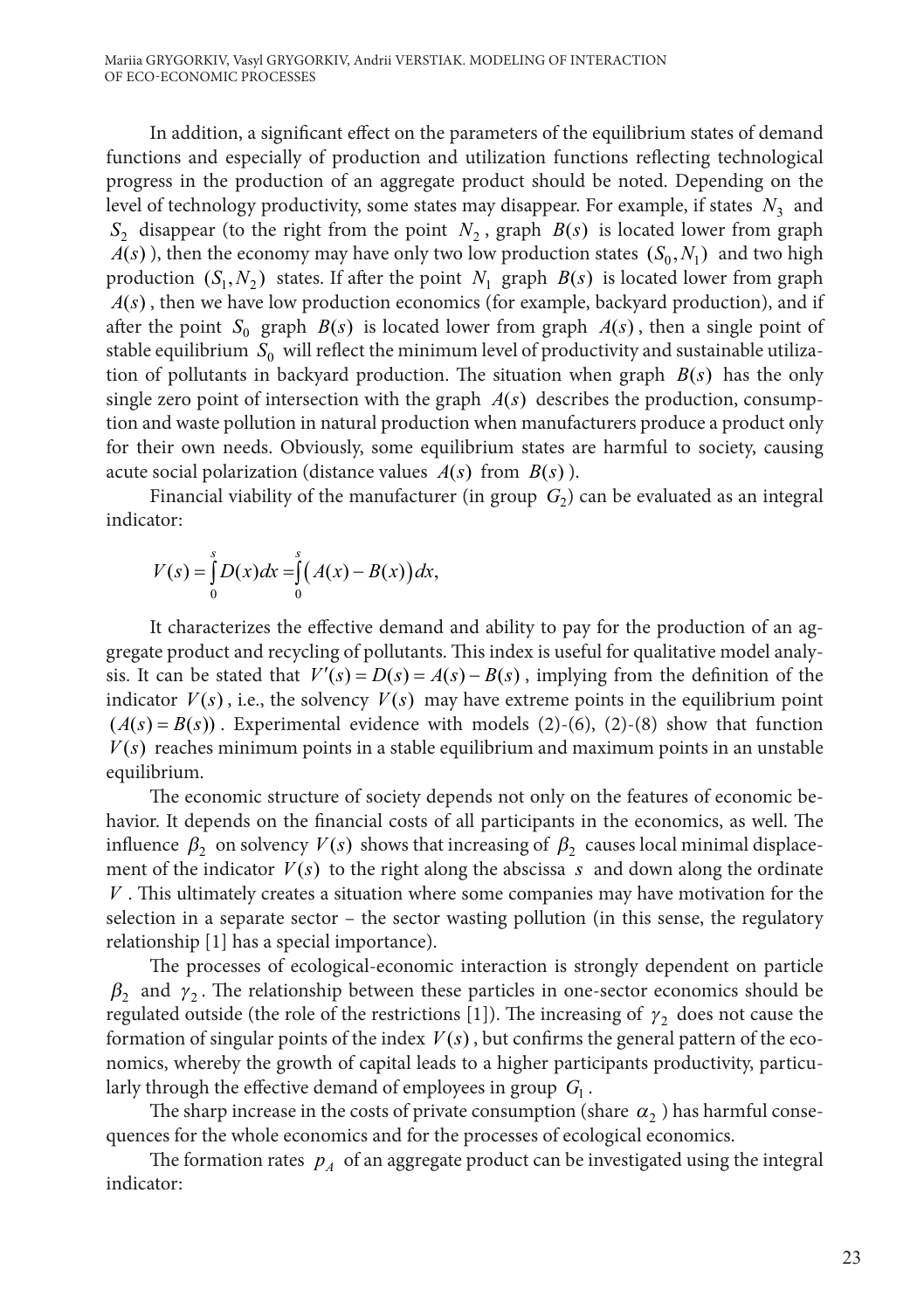In addition, a significant effect on the parameters of the equilibrium states of demand functions and especially of production and utilization functions reflecting technological progress in the production of an aggregate product should be noted. Depending on the level of technology productivity, some states may disappear. For example, if states $N_3$ and $S_2$ disappear (to the right from the point $N_2$, graph $B(s)$ is located lower from graph $A(s)$ ), then the economy may have only two low production states $(S_0, N_1)$ and two high production $(S_1, N_2)$ states. If after the point $N_1$ graph $B(s)$ is located lower from graph $A(s)$, then we have low production economics (for example, backyard production), and if after the point $S_0$ graph $B(s)$ is located lower from graph $A(s)$, then a single point of stable equilibrium $S_0$ will reflect the minimum level of productivity and sustainable utilization of pollutants in backyard production. The situation when graph $B(s)$ has the only single zero point of intersection with the graph $A(s)$ describes the production, consumption and waste pollution in natural production when manufacturers produce a product only for their own needs. Obviously, some equilibrium states are harmful to society, causing acute social polarization (distance values $A(s)$ from $B(s)$ ).

Financial viability of the manufacturer (in group $G_2$) can be evaluated as an integral indicator:

$$V(s) = \int_0^s D(x)dx = \int_0^s \big(A(x) - B(x)\big)dx,$$

It characterizes the effective demand and ability to pay for the production of an aggregate product and recycling of pollutants. This index is useful for qualitative model analysis. It can be stated that $V'(s) = D(s) = A(s) - B(s)$, implying from the definition of the indicator $V(s)$, i.e., the solvency $V(s)$ may have extreme points in the equilibrium point $(A(s) = B(s))$. Experimental evidence with models (2)-(6), (2)-(8) show that function $V(s)$ reaches minimum points in a stable equilibrium and maximum points in an unstable equilibrium.

The economic structure of society depends not only on the features of economic behavior. It depends on the financial costs of all participants in the economics, as well. The influence $\beta_2$ on solvency $V(s)$ shows that increasing of $\beta_2$ causes local minimal displacement of the indicator $V(s)$ to the right along the abscissa $s$ and down along the ordinate $V$. This ultimately creates a situation where some companies may have motivation for the selection in a separate sector – the sector wasting pollution (in this sense, the regulatory relationship [1] has a special importance).

The processes of ecological-economic interaction is strongly dependent on particle $\beta_2$ and $\gamma_2$. The relationship between these particles in one-sector economics should be regulated outside (the role of the restrictions [1]). The increasing of $\gamma_2$ does not cause the formation of singular points of the index $V(s)$, but confirms the general pattern of the economics, whereby the growth of capital leads to a higher participants productivity, particularly through the effective demand of employees in group $G_1$.

The sharp increase in the costs of private consumption (share $\alpha_2$ ) has harmful consequences for the whole economics and for the processes of ecological economics.

The formation rates $p_A$ of an aggregate product can be investigated using the integral indicator: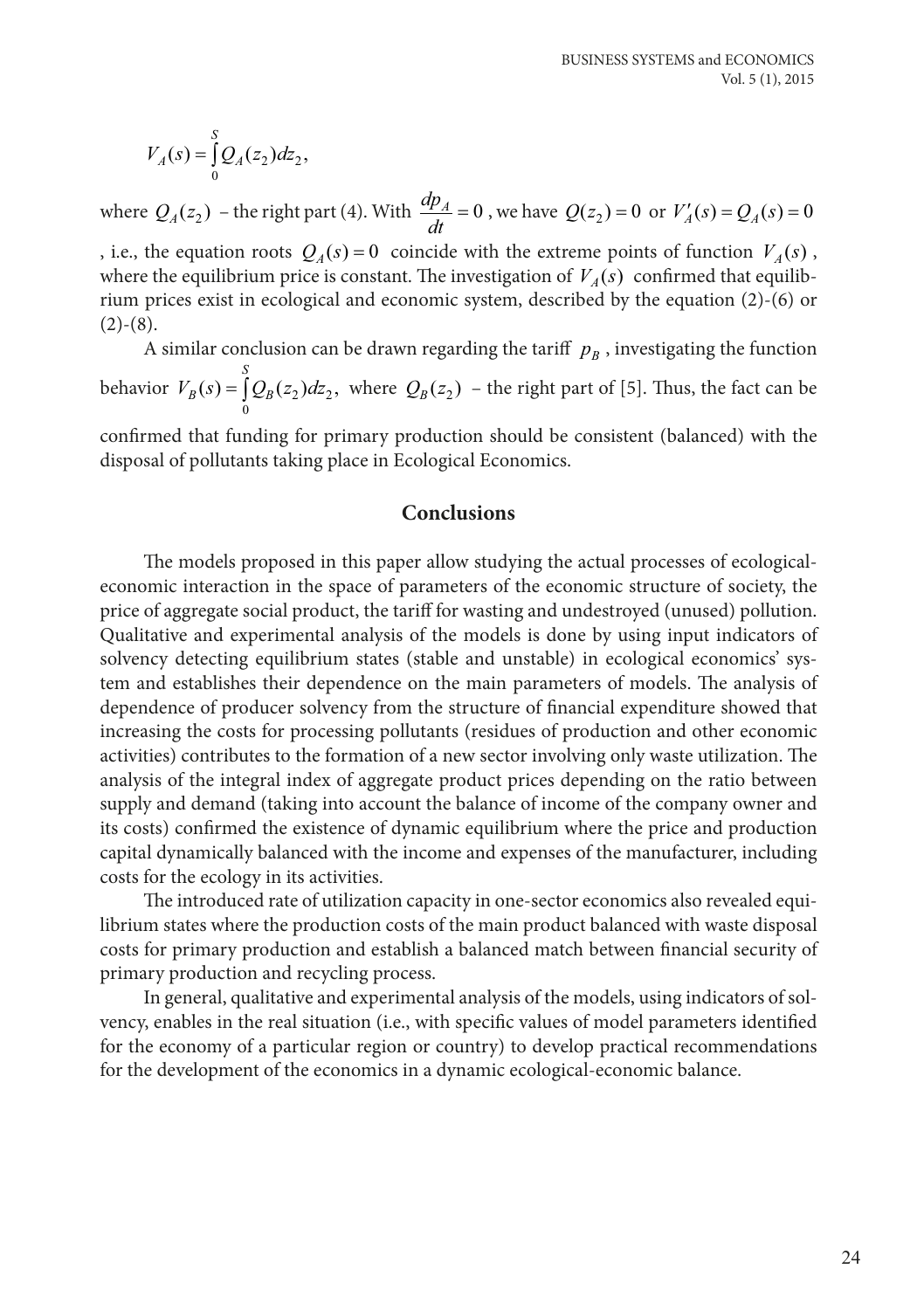$$V_A(s) = \int_0^S Q_A(z_2)dz_2,$$

where $Q_A(z_2)$ – the right part (4). With $\frac{dp_A}{dt} = 0$ , we have $Q(z_2) = 0$ or $V_A'(s) = Q_A(s) = 0$ , i.e., the equation roots $Q_A(s) = 0$ coincide with the extreme points of function $V_A(s)$ , where the equilibrium price is constant. The investigation of $V_A(s)$ confirmed that equilibrium prices exist in ecological and economic system, described by the equation (2)-(6) or (2)-(8).

A similar conclusion can be drawn regarding the tariff $p_B$ , investigating the function behavior $V_B(s) = \int_0^S Q_B(z_2)dz_2,$ where $Q_B(z_2)$ – the right part of [5]. Thus, the fact can be confirmed that funding for primary production should be consistent (balanced) with the disposal of pollutants taking place in Ecological Economics.

## Conclusions

The models proposed in this paper allow studying the actual processes of ecological-economic interaction in the space of parameters of the economic structure of society, the price of aggregate social product, the tariff for wasting and undestroyed (unused) pollution. Qualitative and experimental analysis of the models is done by using input indicators of solvency detecting equilibrium states (stable and unstable) in ecological economics' system and establishes their dependence on the main parameters of models. The analysis of dependence of producer solvency from the structure of financial expenditure showed that increasing the costs for processing pollutants (residues of production and other economic activities) contributes to the formation of a new sector involving only waste utilization. The analysis of the integral index of aggregate product prices depending on the ratio between supply and demand (taking into account the balance of income of the company owner and its costs) confirmed the existence of dynamic equilibrium where the price and production capital dynamically balanced with the income and expenses of the manufacturer, including costs for the ecology in its activities.

The introduced rate of utilization capacity in one-sector economics also revealed equilibrium states where the production costs of the main product balanced with waste disposal costs for primary production and establish a balanced match between financial security of primary production and recycling process.

In general, qualitative and experimental analysis of the models, using indicators of solvency, enables in the real situation (i.e., with specific values of model parameters identified for the economy of a particular region or country) to develop practical recommendations for the development of the economics in a dynamic ecological-economic balance.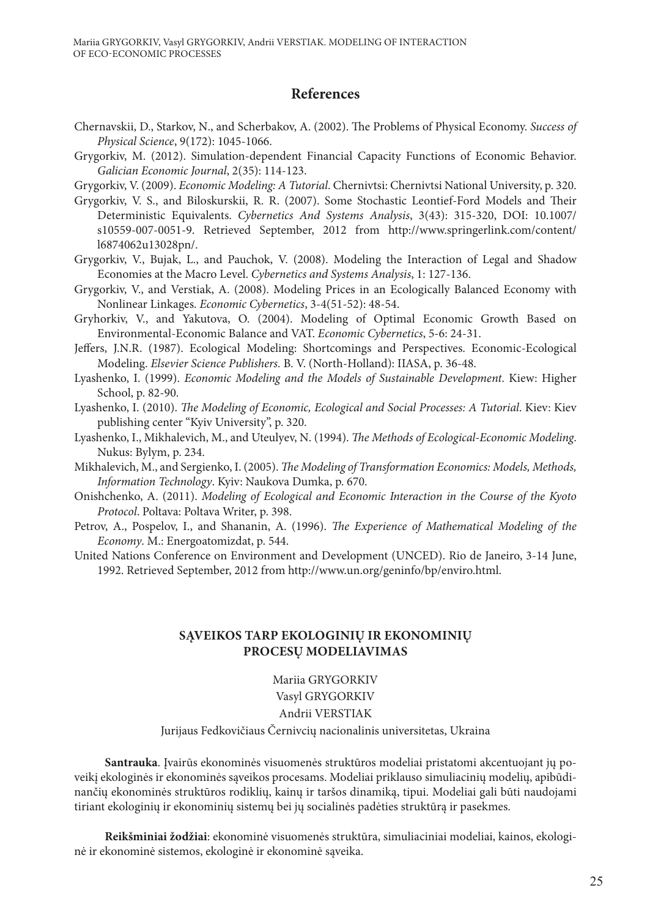## References

Chernavskii, D., Starkov, N., and Scherbakov, A. (2002). The Problems of Physical Economy. *Success of Physical Science*, 9(172): 1045-1066.

Grygorkiv, M. (2012). Simulation-dependent Financial Capacity Functions of Economic Behavior. *Galician Economic Journal*, 2(35): 114-123.

Grygorkiv, V. (2009). *Economic Modeling: A Tutorial*. Chernivtsi: Chernivtsi National University, p. 320.

Grygorkiv, V. S., and Biloskurskii, R. R. (2007). Some Stochastic Leontief-Ford Models and Their Deterministic Equivalents. *Cybernetics And Systems Analysis*, 3(43): 315-320, DOI: 10.1007/s10559-007-0051-9. Retrieved September, 2012 from http://www.springerlink.com/content/l6874062u13028pn/.

Grygorkiv, V., Bujak, L., and Pauchok, V. (2008). Modeling the Interaction of Legal and Shadow Economies at the Macro Level. *Cybernetics and Systems Analysis*, 1: 127-136.

Grygorkiv, V., and Verstiak, A. (2008). Modeling Prices in an Ecologically Balanced Economy with Nonlinear Linkages. *Economic Cybernetics*, 3-4(51-52): 48-54.

Gryhorkiv, V., and Yakutova, O. (2004). Modeling of Optimal Economic Growth Based on Environmental-Economic Balance and VAT. *Economic Cybernetics*, 5-6: 24-31.

Jeffers, J.N.R. (1987). Ecological Modeling: Shortcomings and Perspectives. Economic-Ecological Modeling. *Elsevier Science Publishers.* B. V. (North-Holland): IIASA, p. 36-48.

Lyashenko, I. (1999). *Economic Modeling and the Models of Sustainable Development*. Kiew: Higher School, p. 82-90.

Lyashenko, I. (2010). *The Modeling of Economic, Ecological and Social Processes: A Tutorial*. Kiev: Kiev publishing center "Kyiv University", p. 320.

Lyashenko, I., Mikhalevich, M., and Uteulyev, N. (1994). *The Methods of Ecological-Economic Modeling*. Nukus: Bylym, p. 234.

Mikhalevich, M., and Sergienko, I. (2005). *The Modeling of Transformation Economics: Models, Methods, Information Technology*. Kyiv: Naukova Dumka, p. 670.

Onishchenko, A. (2011). *Modeling of Ecological and Economic Interaction in the Course of the Kyoto Protocol*. Poltava: Poltava Writer, p. 398.

Petrov, A., Pospelov, I., and Shananin, A. (1996). *The Experience of Mathematical Modeling of the Economy*. M.: Energoatomizdat, p. 544.

United Nations Conference on Environment and Development (UNCED). Rio de Janeiro, 3-14 June, 1992. Retrieved September, 2012 from http://www.un.org/geninfo/bp/enviro.html.

### SĄVEIKOS TARP EKOLOGINIŲ IR EKONOMINIŲ PROCESŲ MODELIAVIMAS

Mariia GRYGORKIV

Vasyl GRYGORKIV

Andrii VERSTIAK

Jurijaus Fedkovičiaus Černivcių nacionalinis universitetas, Ukraina

**Santrauka**. Įvairūs ekonominės visuomenės struktūros modeliai pristatomi akcentuojant jų poveikį ekologinės ir ekonominės sąveikos procesams. Modeliai priklauso simuliacinių modelių, apibūdinančių ekonominės struktūros rodiklių, kainų ir taršos dinamiką, tipui. Modeliai gali būti naudojami tiriant ekologinių ir ekonominių sistemų bei jų socialinės padėties struktūrą ir pasekmes.

**Reikšminiai žodžiai**: ekonominė visuomenės struktūra, simuliaciniai modeliai, kainos, ekologinė ir ekonominė sistemos, ekologinė ir ekonominė sąveika.